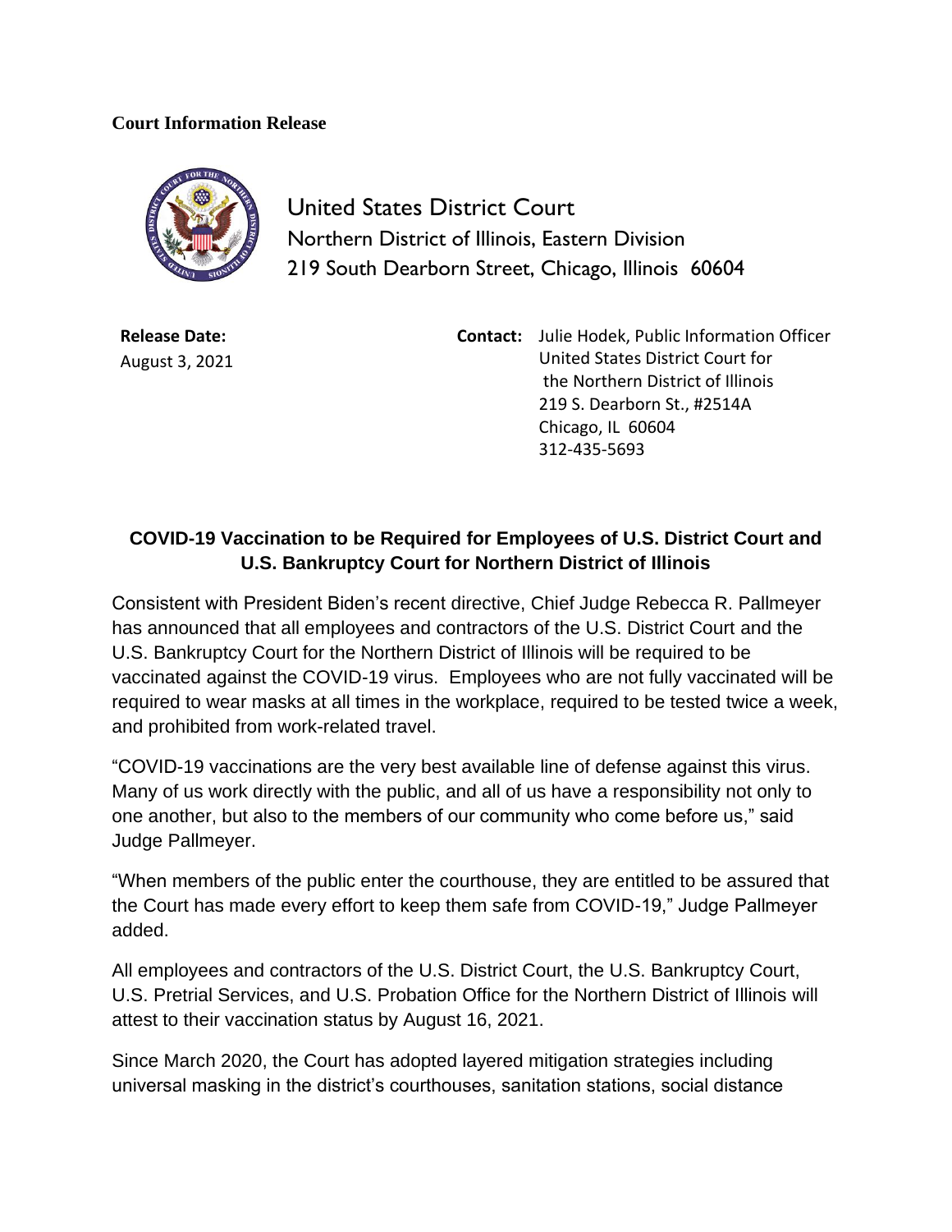**Court Information Release**

United States District Court
Northern District of Illinois, Eastern Division
219 South Dearborn Street, Chicago, Illinois 60604

**Release Date:**
August 3, 2021

**Contact:** Julie Hodek, Public Information Officer
United States District Court for
the Northern District of Illinois
219 S. Dearborn St., #2514A
Chicago, IL 60604
312-435-5693

## COVID-19 Vaccination to be Required for Employees of U.S. District Court and U.S. Bankruptcy Court for Northern District of Illinois

Consistent with President Biden's recent directive, Chief Judge Rebecca R. Pallmeyer has announced that all employees and contractors of the U.S. District Court and the U.S. Bankruptcy Court for the Northern District of Illinois will be required to be vaccinated against the COVID-19 virus. Employees who are not fully vaccinated will be required to wear masks at all times in the workplace, required to be tested twice a week, and prohibited from work-related travel.

"COVID-19 vaccinations are the very best available line of defense against this virus. Many of us work directly with the public, and all of us have a responsibility not only to one another, but also to the members of our community who come before us," said Judge Pallmeyer.

"When members of the public enter the courthouse, they are entitled to be assured that the Court has made every effort to keep them safe from COVID-19," Judge Pallmeyer added.

All employees and contractors of the U.S. District Court, the U.S. Bankruptcy Court, U.S. Pretrial Services, and U.S. Probation Office for the Northern District of Illinois will attest to their vaccination status by August 16, 2021.

Since March 2020, the Court has adopted layered mitigation strategies including universal masking in the district's courthouses, sanitation stations, social distance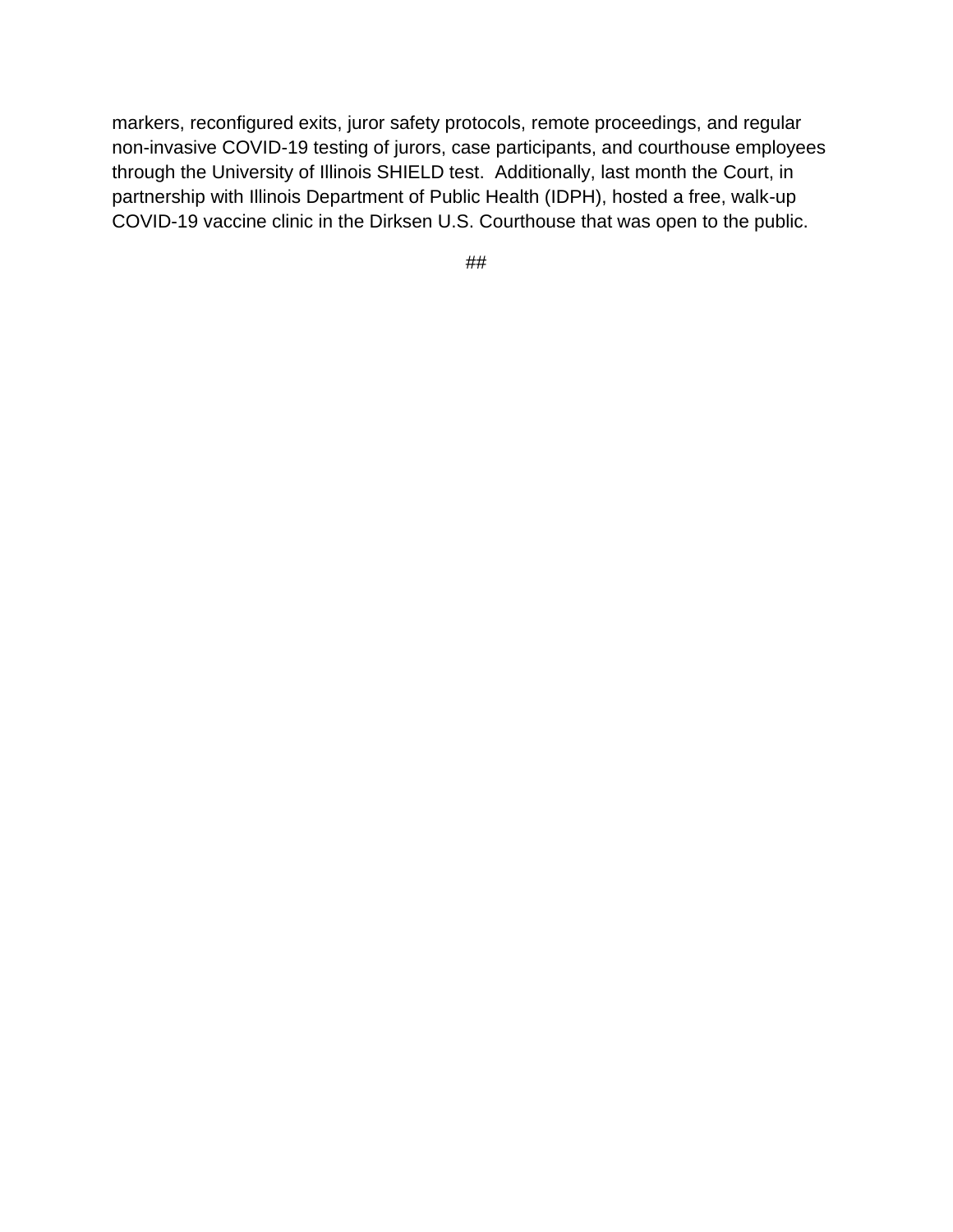markers, reconfigured exits, juror safety protocols, remote proceedings, and regular non-invasive COVID-19 testing of jurors, case participants, and courthouse employees through the University of Illinois SHIELD test. Additionally, last month the Court, in partnership with Illinois Department of Public Health (IDPH), hosted a free, walk-up COVID-19 vaccine clinic in the Dirksen U.S. Courthouse that was open to the public.

##